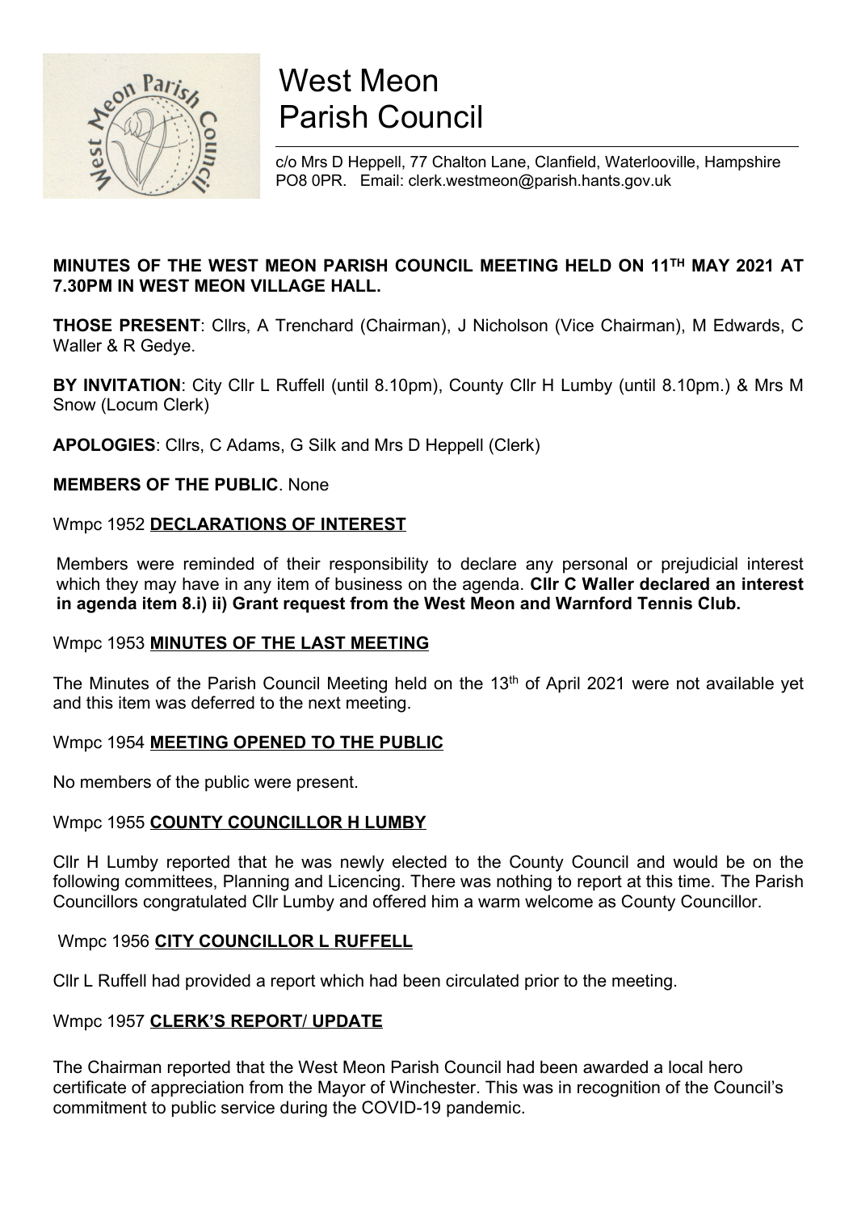# West Meon Parish Council

c/o Mrs D Heppell, 77 Chalton Lane, Clanfield, Waterlooville, Hampshire PO8 0PR. Email: clerk.westmeon@parish.hants.gov.uk

**MINUTES OF THE WEST MEON PARISH COUNCIL MEETING HELD ON 11TH MAY 2021 AT 7.30PM IN WEST MEON VILLAGE HALL.**

**THOSE PRESENT**: Cllrs, A Trenchard (Chairman), J Nicholson (Vice Chairman), M Edwards, C Waller & R Gedye.

**BY INVITATION**: City Cllr L Ruffell (until 8.10pm), County Cllr H Lumby (until 8.10pm.) & Mrs M Snow (Locum Clerk)

**APOLOGIES**: Cllrs, C Adams, G Silk and Mrs D Heppell (Clerk)

**MEMBERS OF THE PUBLIC**. None

## Wmpc 1952 DECLARATIONS OF INTEREST

Members were reminded of their responsibility to declare any personal or prejudicial interest which they may have in any item of business on the agenda. **Cllr C Waller declared an interest in agenda item 8.i) ii) Grant request from the West Meon and Warnford Tennis Club.**

## Wmpc 1953 MINUTES OF THE LAST MEETING

The Minutes of the Parish Council Meeting held on the 13th of April 2021 were not available yet and this item was deferred to the next meeting.

## Wmpc 1954 MEETING OPENED TO THE PUBLIC

No members of the public were present.

## Wmpc 1955 COUNTY COUNCILLOR H LUMBY

Cllr H Lumby reported that he was newly elected to the County Council and would be on the following committees, Planning and Licencing. There was nothing to report at this time. The Parish Councillors congratulated Cllr Lumby and offered him a warm welcome as County Councillor.

## Wmpc 1956 CITY COUNCILLOR L RUFFELL

Cllr L Ruffell had provided a report which had been circulated prior to the meeting.

## Wmpc 1957 CLERK'S REPORT/ UPDATE

The Chairman reported that the West Meon Parish Council had been awarded a local hero certificate of appreciation from the Mayor of Winchester. This was in recognition of the Council's commitment to public service during the COVID-19 pandemic.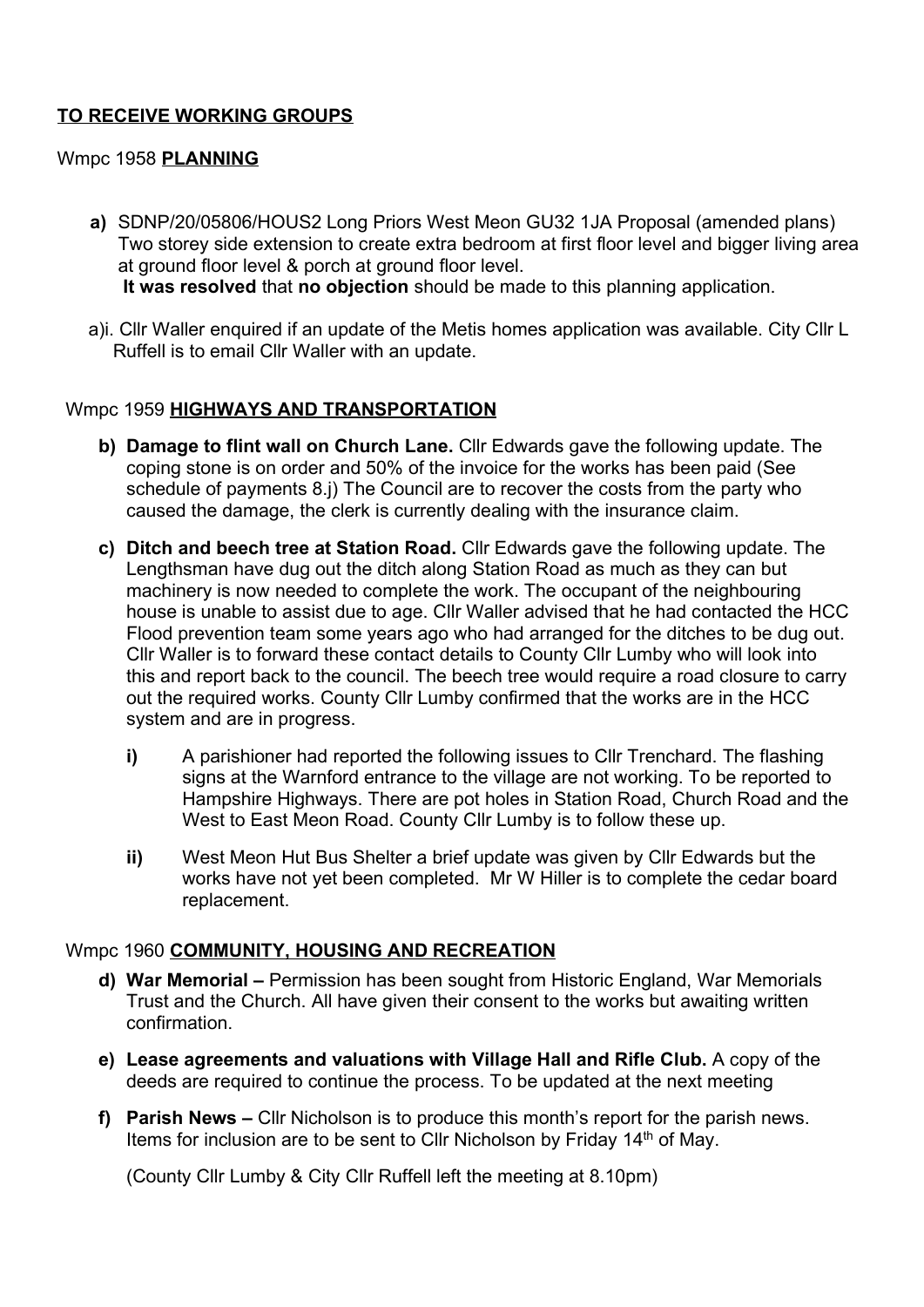**TO RECEIVE WORKING GROUPS**

Wmpc 1958 **PLANNING**

**a)** SDNP/20/05806/HOUS2 Long Priors West Meon GU32 1JA Proposal (amended plans) Two storey side extension to create extra bedroom at first floor level and bigger living area at ground floor level & porch at ground floor level.
**It was resolved** that **no objection** should be made to this planning application.

a)i. Cllr Waller enquired if an update of the Metis homes application was available. City Cllr L Ruffell is to email Cllr Waller with an update.

Wmpc 1959 **HIGHWAYS AND TRANSPORTATION**

**b) Damage to flint wall on Church Lane.** Cllr Edwards gave the following update. The coping stone is on order and 50% of the invoice for the works has been paid (See schedule of payments 8.j) The Council are to recover the costs from the party who caused the damage, the clerk is currently dealing with the insurance claim.

**c) Ditch and beech tree at Station Road.** Cllr Edwards gave the following update. The Lengthsman have dug out the ditch along Station Road as much as they can but machinery is now needed to complete the work. The occupant of the neighbouring house is unable to assist due to age. Cllr Waller advised that he had contacted the HCC Flood prevention team some years ago who had arranged for the ditches to be dug out. Cllr Waller is to forward these contact details to County Cllr Lumby who will look into this and report back to the council. The beech tree would require a road closure to carry out the required works. County Cllr Lumby confirmed that the works are in the HCC system and are in progress.

**i)** A parishioner had reported the following issues to Cllr Trenchard. The flashing signs at the Warnford entrance to the village are not working. To be reported to Hampshire Highways. There are pot holes in Station Road, Church Road and the West to East Meon Road. County Cllr Lumby is to follow these up.

**ii)** West Meon Hut Bus Shelter a brief update was given by Cllr Edwards but the works have not yet been completed. Mr W Hiller is to complete the cedar board replacement.

Wmpc 1960 **COMMUNITY, HOUSING AND RECREATION**

**d) War Memorial –** Permission has been sought from Historic England, War Memorials Trust and the Church. All have given their consent to the works but awaiting written confirmation.

**e) Lease agreements and valuations with Village Hall and Rifle Club.** A copy of the deeds are required to continue the process. To be updated at the next meeting

**f) Parish News –** Cllr Nicholson is to produce this month's report for the parish news. Items for inclusion are to be sent to Cllr Nicholson by Friday 14th of May.

(County Cllr Lumby & City Cllr Ruffell left the meeting at 8.10pm)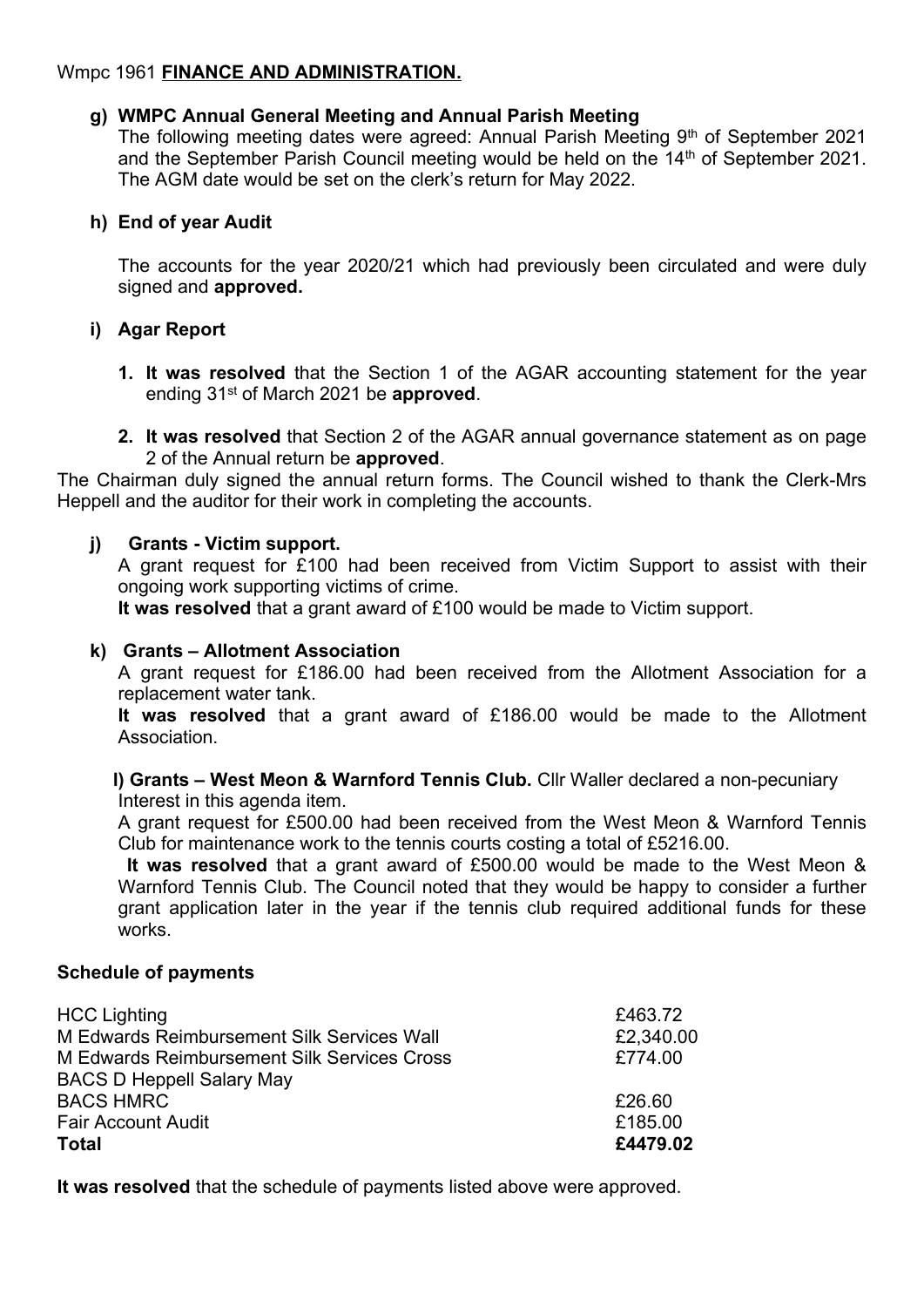Wmpc 1961 **FINANCE AND ADMINISTRATION.**

**g) WMPC Annual General Meeting and Annual Parish Meeting**

The following meeting dates were agreed: Annual Parish Meeting 9th of September 2021 and the September Parish Council meeting would be held on the 14th of September 2021. The AGM date would be set on the clerk's return for May 2022.

**h) End of year Audit**

The accounts for the year 2020/21 which had previously been circulated and were duly signed and **approved.**

**i) Agar Report**

1. **It was resolved** that the Section 1 of the AGAR accounting statement for the year ending 31st of March 2021 be **approved**.
2. **It was resolved** that Section 2 of the AGAR annual governance statement as on page 2 of the Annual return be **approved**.

The Chairman duly signed the annual return forms. The Council wished to thank the Clerk-Mrs Heppell and the auditor for their work in completing the accounts.

**j) Grants - Victim support.**

A grant request for £100 had been received from Victim Support to assist with their ongoing work supporting victims of crime.

**It was resolved** that a grant award of £100 would be made to Victim support.

**k) Grants – Allotment Association**

A grant request for £186.00 had been received from the Allotment Association for a replacement water tank.

**It was resolved** that a grant award of £186.00 would be made to the Allotment Association.

**l) Grants – West Meon & Warnford Tennis Club.** Cllr Waller declared a non-pecuniary Interest in this agenda item.

A grant request for £500.00 had been received from the West Meon & Warnford Tennis Club for maintenance work to the tennis courts costing a total of £5216.00.

**It was resolved** that a grant award of £500.00 would be made to the West Meon & Warnford Tennis Club. The Council noted that they would be happy to consider a further grant application later in the year if the tennis club required additional funds for these works.

**Schedule of payments**

| | |
|---|---|
| HCC Lighting | £463.72 |
| M Edwards Reimbursement Silk Services Wall | £2,340.00 |
| M Edwards Reimbursement Silk Services Cross | £774.00 |
| BACS D Heppell Salary May | |
| BACS HMRC | £26.60 |
| Fair Account Audit | £185.00 |
| **Total** | **£4479.02** |

**It was resolved** that the schedule of payments listed above were approved.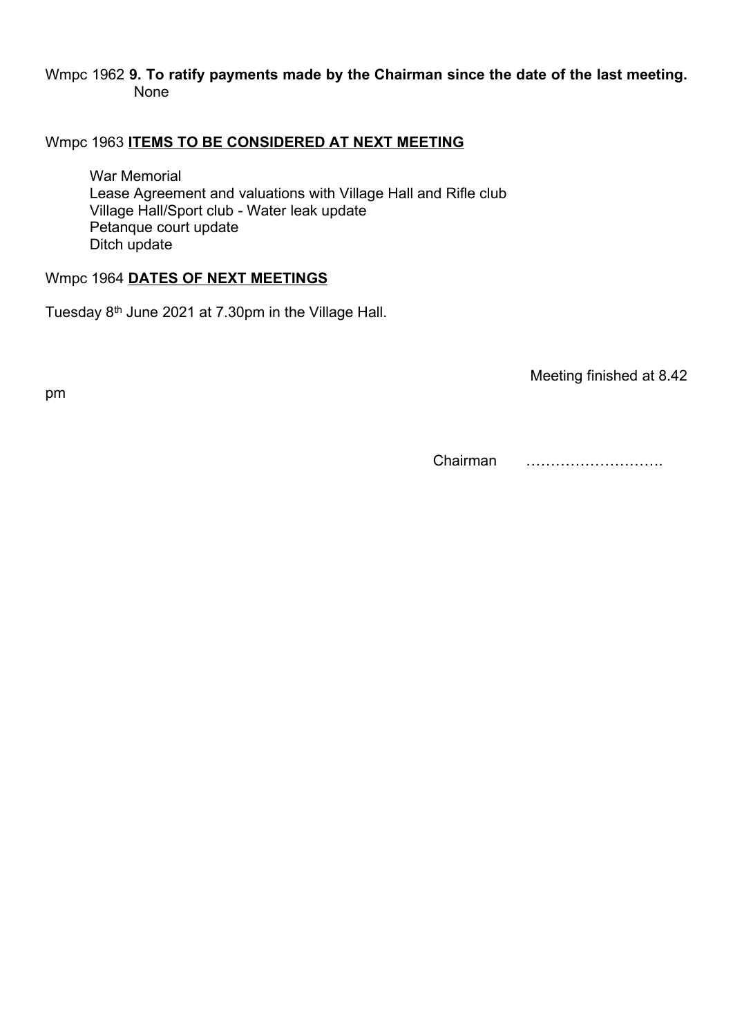Wmpc 1962 **9. To ratify payments made by the Chairman since the date of the last meeting.**
None

Wmpc 1963 **ITEMS TO BE CONSIDERED AT NEXT MEETING**

War Memorial
Lease Agreement and valuations with Village Hall and Rifle club
Village Hall/Sport club - Water leak update
Petanque court update
Ditch update

Wmpc 1964 **DATES OF NEXT MEETINGS**

Tuesday 8th June 2021 at 7.30pm in the Village Hall.

Meeting finished at 8.42 pm

Chairman ……………………….